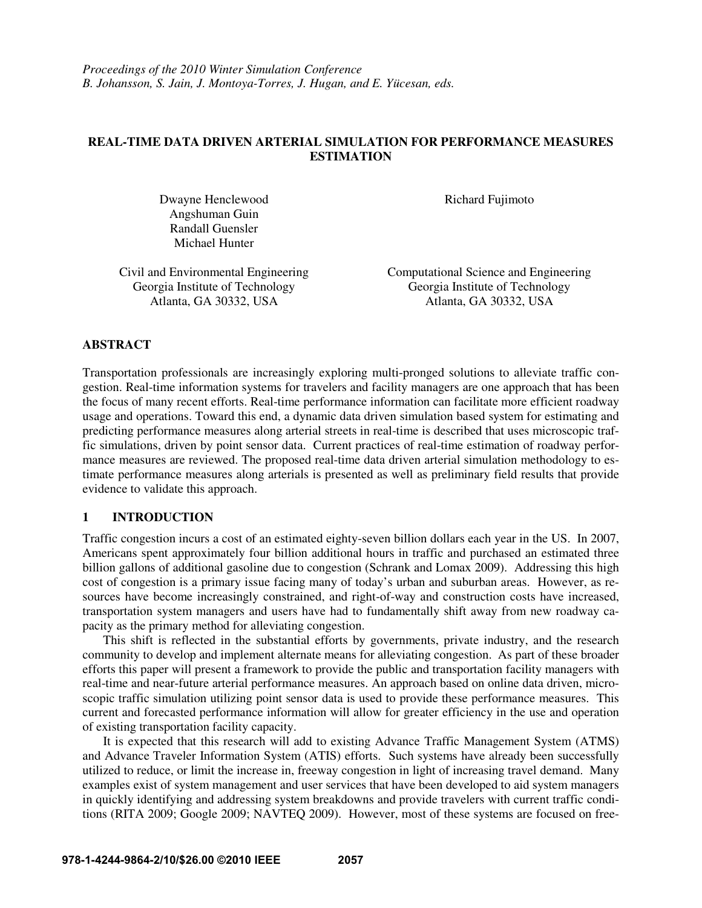*Proceedings of the 2010 Winter Simulation Conference*
*B. Johansson, S. Jain, J. Montoya-Torres, J. Hugan, and E. Yücesan, eds.*

# REAL-TIME DATA DRIVEN ARTERIAL SIMULATION FOR PERFORMANCE MEASURES ESTIMATION

Dwayne Henclewood
Angshuman Guin
Randall Guensler
Michael Hunter

Civil and Environmental Engineering
Georgia Institute of Technology
Atlanta, GA 30332, USA

Richard Fujimoto

Computational Science and Engineering
Georgia Institute of Technology
Atlanta, GA 30332, USA

## ABSTRACT

Transportation professionals are increasingly exploring multi-pronged solutions to alleviate traffic congestion. Real-time information systems for travelers and facility managers are one approach that has been the focus of many recent efforts. Real-time performance information can facilitate more efficient roadway usage and operations. Toward this end, a dynamic data driven simulation based system for estimating and predicting performance measures along arterial streets in real-time is described that uses microscopic traffic simulations, driven by point sensor data. Current practices of real-time estimation of roadway performance measures are reviewed. The proposed real-time data driven arterial simulation methodology to estimate performance measures along arterials is presented as well as preliminary field results that provide evidence to validate this approach.

## 1 INTRODUCTION

Traffic congestion incurs a cost of an estimated eighty-seven billion dollars each year in the US. In 2007, Americans spent approximately four billion additional hours in traffic and purchased an estimated three billion gallons of additional gasoline due to congestion (Schrank and Lomax 2009). Addressing this high cost of congestion is a primary issue facing many of today's urban and suburban areas. However, as resources have become increasingly constrained, and right-of-way and construction costs have increased, transportation system managers and users have had to fundamentally shift away from new roadway capacity as the primary method for alleviating congestion.

This shift is reflected in the substantial efforts by governments, private industry, and the research community to develop and implement alternate means for alleviating congestion. As part of these broader efforts this paper will present a framework to provide the public and transportation facility managers with real-time and near-future arterial performance measures. An approach based on online data driven, microscopic traffic simulation utilizing point sensor data is used to provide these performance measures. This current and forecasted performance information will allow for greater efficiency in the use and operation of existing transportation facility capacity.

It is expected that this research will add to existing Advance Traffic Management System (ATMS) and Advance Traveler Information System (ATIS) efforts. Such systems have already been successfully utilized to reduce, or limit the increase in, freeway congestion in light of increasing travel demand. Many examples exist of system management and user services that have been developed to aid system managers in quickly identifying and addressing system breakdowns and provide travelers with current traffic conditions (RITA 2009; Google 2009; NAVTEQ 2009). However, most of these systems are focused on free-

978-1-4244-9864-2/10/$26.00 ©2010 IEEE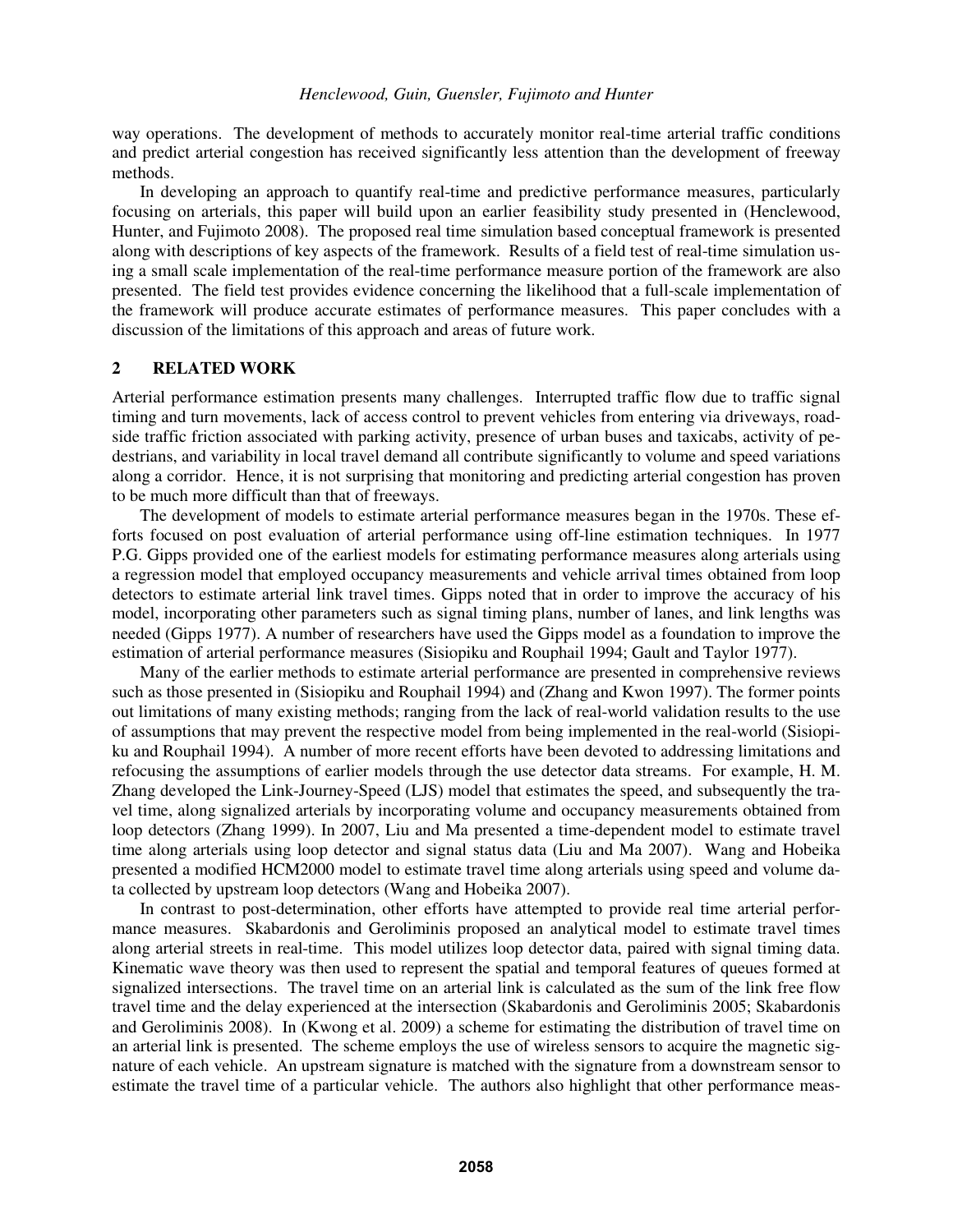way operations. The development of methods to accurately monitor real-time arterial traffic conditions and predict arterial congestion has received significantly less attention than the development of freeway methods.

In developing an approach to quantify real-time and predictive performance measures, particularly focusing on arterials, this paper will build upon an earlier feasibility study presented in (Henclewood, Hunter, and Fujimoto 2008). The proposed real time simulation based conceptual framework is presented along with descriptions of key aspects of the framework. Results of a field test of real-time simulation using a small scale implementation of the real-time performance measure portion of the framework are also presented. The field test provides evidence concerning the likelihood that a full-scale implementation of the framework will produce accurate estimates of performance measures. This paper concludes with a discussion of the limitations of this approach and areas of future work.

## 2 RELATED WORK

Arterial performance estimation presents many challenges. Interrupted traffic flow due to traffic signal timing and turn movements, lack of access control to prevent vehicles from entering via driveways, roadside traffic friction associated with parking activity, presence of urban buses and taxicabs, activity of pedestrians, and variability in local travel demand all contribute significantly to volume and speed variations along a corridor. Hence, it is not surprising that monitoring and predicting arterial congestion has proven to be much more difficult than that of freeways.

The development of models to estimate arterial performance measures began in the 1970s. These efforts focused on post evaluation of arterial performance using off-line estimation techniques. In 1977 P.G. Gipps provided one of the earliest models for estimating performance measures along arterials using a regression model that employed occupancy measurements and vehicle arrival times obtained from loop detectors to estimate arterial link travel times. Gipps noted that in order to improve the accuracy of his model, incorporating other parameters such as signal timing plans, number of lanes, and link lengths was needed (Gipps 1977). A number of researchers have used the Gipps model as a foundation to improve the estimation of arterial performance measures (Sisiopiku and Rouphail 1994; Gault and Taylor 1977).

Many of the earlier methods to estimate arterial performance are presented in comprehensive reviews such as those presented in (Sisiopiku and Rouphail 1994) and (Zhang and Kwon 1997). The former points out limitations of many existing methods; ranging from the lack of real-world validation results to the use of assumptions that may prevent the respective model from being implemented in the real-world (Sisiopiku and Rouphail 1994). A number of more recent efforts have been devoted to addressing limitations and refocusing the assumptions of earlier models through the use detector data streams. For example, H. M. Zhang developed the Link-Journey-Speed (LJS) model that estimates the speed, and subsequently the travel time, along signalized arterials by incorporating volume and occupancy measurements obtained from loop detectors (Zhang 1999). In 2007, Liu and Ma presented a time-dependent model to estimate travel time along arterials using loop detector and signal status data (Liu and Ma 2007). Wang and Hobeika presented a modified HCM2000 model to estimate travel time along arterials using speed and volume data collected by upstream loop detectors (Wang and Hobeika 2007).

In contrast to post-determination, other efforts have attempted to provide real time arterial performance measures. Skabardonis and Geroliminis proposed an analytical model to estimate travel times along arterial streets in real-time. This model utilizes loop detector data, paired with signal timing data. Kinematic wave theory was then used to represent the spatial and temporal features of queues formed at signalized intersections. The travel time on an arterial link is calculated as the sum of the link free flow travel time and the delay experienced at the intersection (Skabardonis and Geroliminis 2005; Skabardonis and Geroliminis 2008). In (Kwong et al. 2009) a scheme for estimating the distribution of travel time on an arterial link is presented. The scheme employs the use of wireless sensors to acquire the magnetic signature of each vehicle. An upstream signature is matched with the signature from a downstream sensor to estimate the travel time of a particular vehicle. The authors also highlight that other performance meas-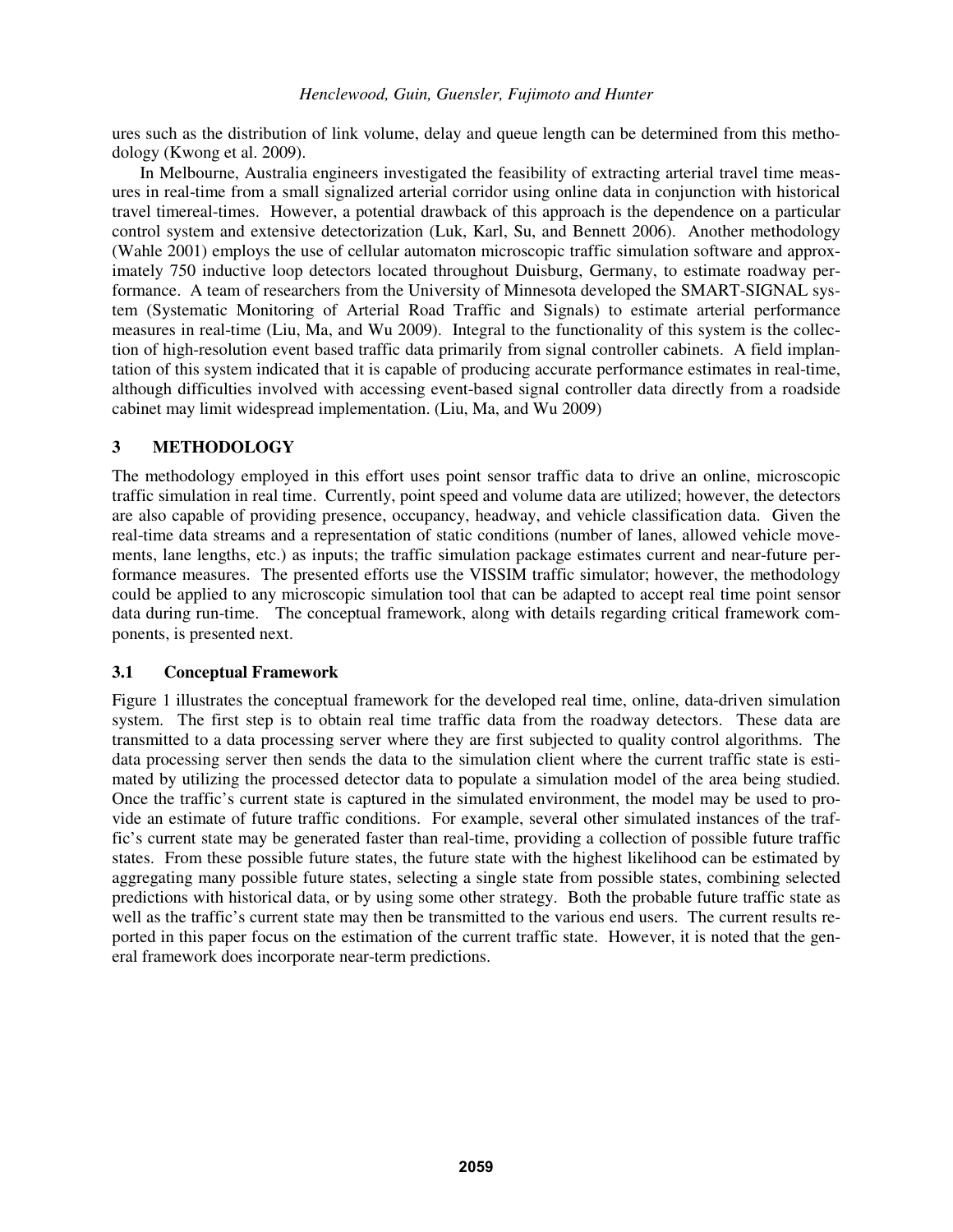ures such as the distribution of link volume, delay and queue length can be determined from this methodology (Kwong et al. 2009).

In Melbourne, Australia engineers investigated the feasibility of extracting arterial travel time measures in real-time from a small signalized arterial corridor using online data in conjunction with historical travel timereal-times. However, a potential drawback of this approach is the dependence on a particular control system and extensive detectorization (Luk, Karl, Su, and Bennett 2006). Another methodology (Wahle 2001) employs the use of cellular automaton microscopic traffic simulation software and approximately 750 inductive loop detectors located throughout Duisburg, Germany, to estimate roadway performance. A team of researchers from the University of Minnesota developed the SMART-SIGNAL system (Systematic Monitoring of Arterial Road Traffic and Signals) to estimate arterial performance measures in real-time (Liu, Ma, and Wu 2009). Integral to the functionality of this system is the collection of high-resolution event based traffic data primarily from signal controller cabinets. A field implantation of this system indicated that it is capable of producing accurate performance estimates in real-time, although difficulties involved with accessing event-based signal controller data directly from a roadside cabinet may limit widespread implementation. (Liu, Ma, and Wu 2009)

## 3 METHODOLOGY

The methodology employed in this effort uses point sensor traffic data to drive an online, microscopic traffic simulation in real time. Currently, point speed and volume data are utilized; however, the detectors are also capable of providing presence, occupancy, headway, and vehicle classification data. Given the real-time data streams and a representation of static conditions (number of lanes, allowed vehicle movements, lane lengths, etc.) as inputs; the traffic simulation package estimates current and near-future performance measures. The presented efforts use the VISSIM traffic simulator; however, the methodology could be applied to any microscopic simulation tool that can be adapted to accept real time point sensor data during run-time. The conceptual framework, along with details regarding critical framework components, is presented next.

### 3.1 Conceptual Framework

Figure 1 illustrates the conceptual framework for the developed real time, online, data-driven simulation system. The first step is to obtain real time traffic data from the roadway detectors. These data are transmitted to a data processing server where they are first subjected to quality control algorithms. The data processing server then sends the data to the simulation client where the current traffic state is estimated by utilizing the processed detector data to populate a simulation model of the area being studied. Once the traffic's current state is captured in the simulated environment, the model may be used to provide an estimate of future traffic conditions. For example, several other simulated instances of the traffic's current state may be generated faster than real-time, providing a collection of possible future traffic states. From these possible future states, the future state with the highest likelihood can be estimated by aggregating many possible future states, selecting a single state from possible states, combining selected predictions with historical data, or by using some other strategy. Both the probable future traffic state as well as the traffic's current state may then be transmitted to the various end users. The current results reported in this paper focus on the estimation of the current traffic state. However, it is noted that the general framework does incorporate near-term predictions.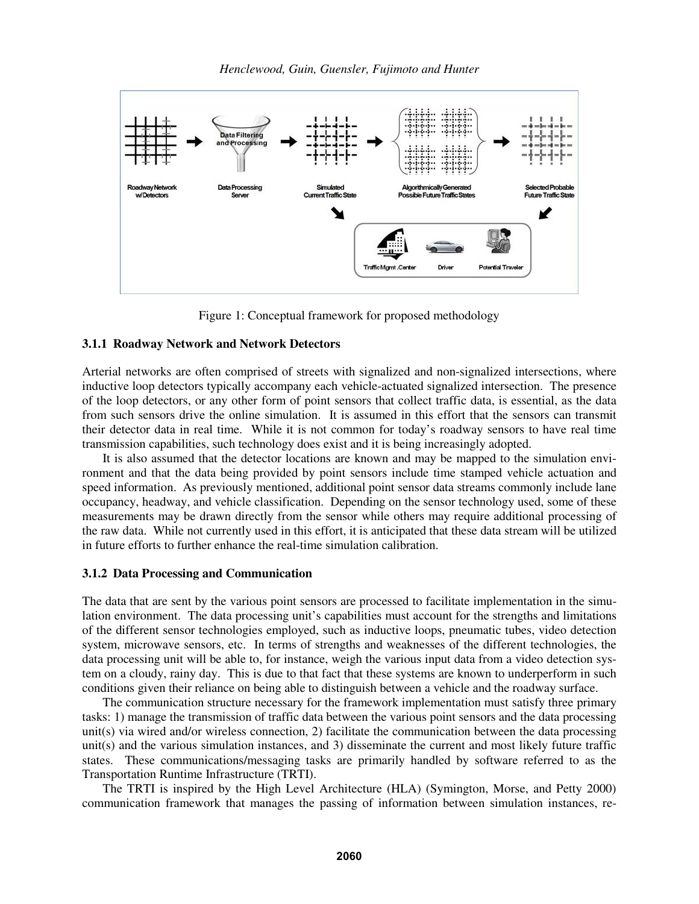Figure 1: Conceptual framework for proposed methodology

### 3.1.1 Roadway Network and Network Detectors

Arterial networks are often comprised of streets with signalized and non-signalized intersections, where inductive loop detectors typically accompany each vehicle-actuated signalized intersection. The presence of the loop detectors, or any other form of point sensors that collect traffic data, is essential, as the data from such sensors drive the online simulation. It is assumed in this effort that the sensors can transmit their detector data in real time. While it is not common for today's roadway sensors to have real time transmission capabilities, such technology does exist and it is being increasingly adopted.

It is also assumed that the detector locations are known and may be mapped to the simulation environment and that the data being provided by point sensors include time stamped vehicle actuation and speed information. As previously mentioned, additional point sensor data streams commonly include lane occupancy, headway, and vehicle classification. Depending on the sensor technology used, some of these measurements may be drawn directly from the sensor while others may require additional processing of the raw data. While not currently used in this effort, it is anticipated that these data stream will be utilized in future efforts to further enhance the real-time simulation calibration.

### 3.1.2 Data Processing and Communication

The data that are sent by the various point sensors are processed to facilitate implementation in the simulation environment. The data processing unit's capabilities must account for the strengths and limitations of the different sensor technologies employed, such as inductive loops, pneumatic tubes, video detection system, microwave sensors, etc. In terms of strengths and weaknesses of the different technologies, the data processing unit will be able to, for instance, weigh the various input data from a video detection system on a cloudy, rainy day. This is due to that fact that these systems are known to underperform in such conditions given their reliance on being able to distinguish between a vehicle and the roadway surface.

The communication structure necessary for the framework implementation must satisfy three primary tasks: 1) manage the transmission of traffic data between the various point sensors and the data processing unit(s) via wired and/or wireless connection, 2) facilitate the communication between the data processing unit(s) and the various simulation instances, and 3) disseminate the current and most likely future traffic states. These communications/messaging tasks are primarily handled by software referred to as the Transportation Runtime Infrastructure (TRTI).

The TRTI is inspired by the High Level Architecture (HLA) (Symington, Morse, and Petty 2000) communication framework that manages the passing of information between simulation instances, re-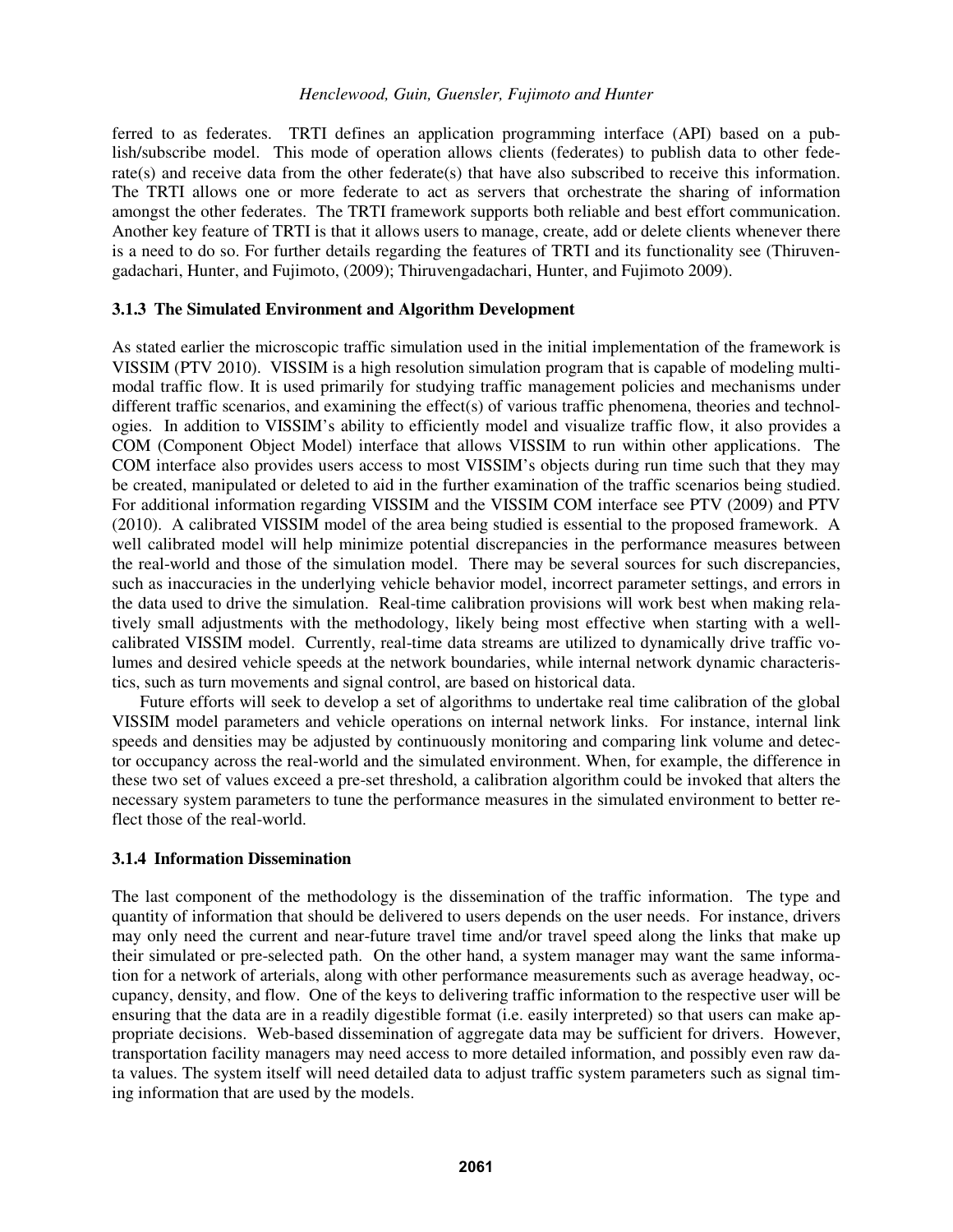ferred to as federates. TRTI defines an application programming interface (API) based on a publish/subscribe model. This mode of operation allows clients (federates) to publish data to other federate(s) and receive data from the other federate(s) that have also subscribed to receive this information. The TRTI allows one or more federate to act as servers that orchestrate the sharing of information amongst the other federates. The TRTI framework supports both reliable and best effort communication. Another key feature of TRTI is that it allows users to manage, create, add or delete clients whenever there is a need to do so. For further details regarding the features of TRTI and its functionality see (Thiruvengadachari, Hunter, and Fujimoto, (2009); Thiruvengadachari, Hunter, and Fujimoto 2009).

### 3.1.3 The Simulated Environment and Algorithm Development

As stated earlier the microscopic traffic simulation used in the initial implementation of the framework is VISSIM (PTV 2010). VISSIM is a high resolution simulation program that is capable of modeling multimodal traffic flow. It is used primarily for studying traffic management policies and mechanisms under different traffic scenarios, and examining the effect(s) of various traffic phenomena, theories and technologies. In addition to VISSIM's ability to efficiently model and visualize traffic flow, it also provides a COM (Component Object Model) interface that allows VISSIM to run within other applications. The COM interface also provides users access to most VISSIM's objects during run time such that they may be created, manipulated or deleted to aid in the further examination of the traffic scenarios being studied. For additional information regarding VISSIM and the VISSIM COM interface see PTV (2009) and PTV (2010). A calibrated VISSIM model of the area being studied is essential to the proposed framework. A well calibrated model will help minimize potential discrepancies in the performance measures between the real-world and those of the simulation model. There may be several sources for such discrepancies, such as inaccuracies in the underlying vehicle behavior model, incorrect parameter settings, and errors in the data used to drive the simulation. Real-time calibration provisions will work best when making relatively small adjustments with the methodology, likely being most effective when starting with a well-calibrated VISSIM model. Currently, real-time data streams are utilized to dynamically drive traffic volumes and desired vehicle speeds at the network boundaries, while internal network dynamic characteristics, such as turn movements and signal control, are based on historical data.

Future efforts will seek to develop a set of algorithms to undertake real time calibration of the global VISSIM model parameters and vehicle operations on internal network links. For instance, internal link speeds and densities may be adjusted by continuously monitoring and comparing link volume and detector occupancy across the real-world and the simulated environment. When, for example, the difference in these two set of values exceed a pre-set threshold, a calibration algorithm could be invoked that alters the necessary system parameters to tune the performance measures in the simulated environment to better reflect those of the real-world.

### 3.1.4 Information Dissemination

The last component of the methodology is the dissemination of the traffic information. The type and quantity of information that should be delivered to users depends on the user needs. For instance, drivers may only need the current and near-future travel time and/or travel speed along the links that make up their simulated or pre-selected path. On the other hand, a system manager may want the same information for a network of arterials, along with other performance measurements such as average headway, occupancy, density, and flow. One of the keys to delivering traffic information to the respective user will be ensuring that the data are in a readily digestible format (i.e. easily interpreted) so that users can make appropriate decisions. Web-based dissemination of aggregate data may be sufficient for drivers. However, transportation facility managers may need access to more detailed information, and possibly even raw data values. The system itself will need detailed data to adjust traffic system parameters such as signal timing information that are used by the models.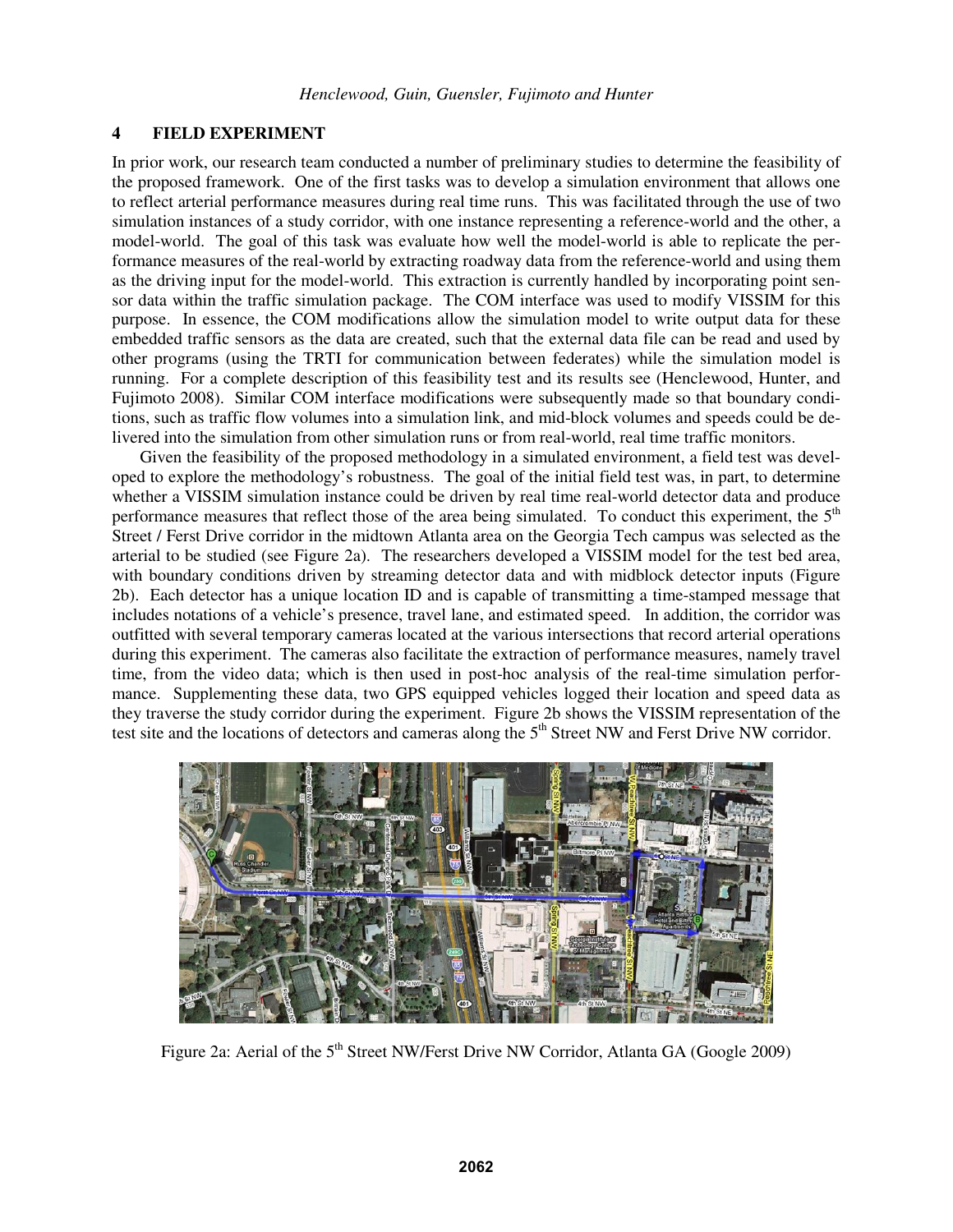## 4 FIELD EXPERIMENT

In prior work, our research team conducted a number of preliminary studies to determine the feasibility of the proposed framework. One of the first tasks was to develop a simulation environment that allows one to reflect arterial performance measures during real time runs. This was facilitated through the use of two simulation instances of a study corridor, with one instance representing a reference-world and the other, a model-world. The goal of this task was evaluate how well the model-world is able to replicate the performance measures of the real-world by extracting roadway data from the reference-world and using them as the driving input for the model-world. This extraction is currently handled by incorporating point sensor data within the traffic simulation package. The COM interface was used to modify VISSIM for this purpose. In essence, the COM modifications allow the simulation model to write output data for these embedded traffic sensors as the data are created, such that the external data file can be read and used by other programs (using the TRTI for communication between federates) while the simulation model is running. For a complete description of this feasibility test and its results see (Henclewood, Hunter, and Fujimoto 2008). Similar COM interface modifications were subsequently made so that boundary conditions, such as traffic flow volumes into a simulation link, and mid-block volumes and speeds could be delivered into the simulation from other simulation runs or from real-world, real time traffic monitors.

Given the feasibility of the proposed methodology in a simulated environment, a field test was developed to explore the methodology's robustness. The goal of the initial field test was, in part, to determine whether a VISSIM simulation instance could be driven by real time real-world detector data and produce performance measures that reflect those of the area being simulated. To conduct this experiment, the 5th Street / Ferst Drive corridor in the midtown Atlanta area on the Georgia Tech campus was selected as the arterial to be studied (see Figure 2a). The researchers developed a VISSIM model for the test bed area, with boundary conditions driven by streaming detector data and with midblock detector inputs (Figure 2b). Each detector has a unique location ID and is capable of transmitting a time-stamped message that includes notations of a vehicle's presence, travel lane, and estimated speed. In addition, the corridor was outfitted with several temporary cameras located at the various intersections that record arterial operations during this experiment. The cameras also facilitate the extraction of performance measures, namely travel time, from the video data; which is then used in post-hoc analysis of the real-time simulation performance. Supplementing these data, two GPS equipped vehicles logged their location and speed data as they traverse the study corridor during the experiment. Figure 2b shows the VISSIM representation of the test site and the locations of detectors and cameras along the 5th Street NW and Ferst Drive NW corridor.

Figure 2a: Aerial of the 5th Street NW/Ferst Drive NW Corridor, Atlanta GA (Google 2009)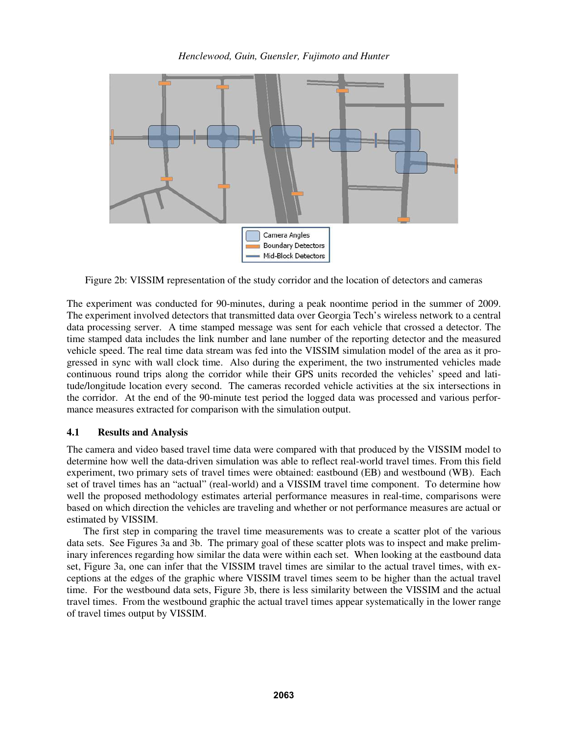Camera Angles

Boundary Detectors

Mid-Block Detectors

Figure 2b: VISSIM representation of the study corridor and the location of detectors and cameras

The experiment was conducted for 90-minutes, during a peak noontime period in the summer of 2009. The experiment involved detectors that transmitted data over Georgia Tech's wireless network to a central data processing server. A time stamped message was sent for each vehicle that crossed a detector. The time stamped data includes the link number and lane number of the reporting detector and the measured vehicle speed. The real time data stream was fed into the VISSIM simulation model of the area as it progressed in sync with wall clock time. Also during the experiment, the two instrumented vehicles made continuous round trips along the corridor while their GPS units recorded the vehicles' speed and latitude/longitude location every second. The cameras recorded vehicle activities at the six intersections in the corridor. At the end of the 90-minute test period the logged data was processed and various performance measures extracted for comparison with the simulation output.

## 4.1 Results and Analysis

The camera and video based travel time data were compared with that produced by the VISSIM model to determine how well the data-driven simulation was able to reflect real-world travel times. From this field experiment, two primary sets of travel times were obtained: eastbound (EB) and westbound (WB). Each set of travel times has an "actual" (real-world) and a VISSIM travel time component. To determine how well the proposed methodology estimates arterial performance measures in real-time, comparisons were based on which direction the vehicles are traveling and whether or not performance measures are actual or estimated by VISSIM.

The first step in comparing the travel time measurements was to create a scatter plot of the various data sets. See Figures 3a and 3b. The primary goal of these scatter plots was to inspect and make preliminary inferences regarding how similar the data were within each set. When looking at the eastbound data set, Figure 3a, one can infer that the VISSIM travel times are similar to the actual travel times, with exceptions at the edges of the graphic where VISSIM travel times seem to be higher than the actual travel time. For the westbound data sets, Figure 3b, there is less similarity between the VISSIM and the actual travel times. From the westbound graphic the actual travel times appear systematically in the lower range of travel times output by VISSIM.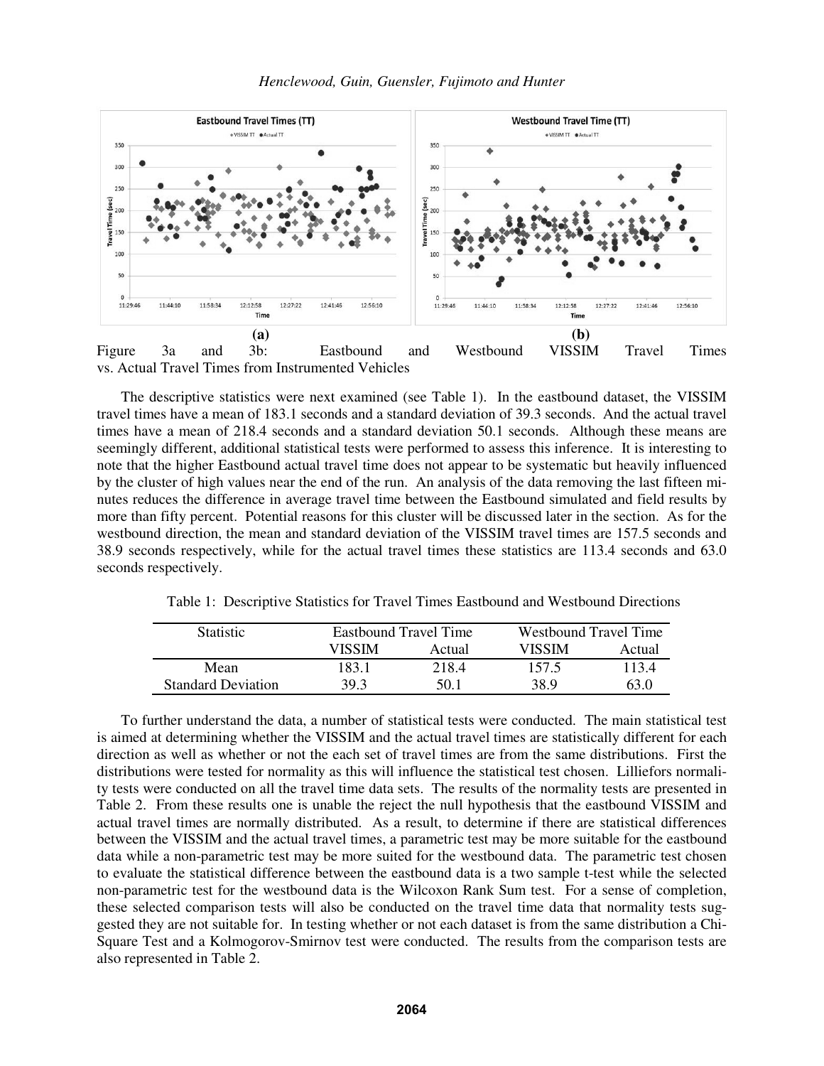Figure 3a and 3b: Eastbound and Westbound VISSIM Travel Times vs. Actual Travel Times from Instrumented Vehicles

The descriptive statistics were next examined (see Table 1). In the eastbound dataset, the VISSIM travel times have a mean of 183.1 seconds and a standard deviation of 39.3 seconds. And the actual travel times have a mean of 218.4 seconds and a standard deviation 50.1 seconds. Although these means are seemingly different, additional statistical tests were performed to assess this inference. It is interesting to note that the higher Eastbound actual travel time does not appear to be systematic but heavily influenced by the cluster of high values near the end of the run. An analysis of the data removing the last fifteen minutes reduces the difference in average travel time between the Eastbound simulated and field results by more than fifty percent. Potential reasons for this cluster will be discussed later in the section. As for the westbound direction, the mean and standard deviation of the VISSIM travel times are 157.5 seconds and 38.9 seconds respectively, while for the actual travel times these statistics are 113.4 seconds and 63.0 seconds respectively.

Table 1: Descriptive Statistics for Travel Times Eastbound and Westbound Directions

| Statistic | Eastbound Travel Time | | Westbound Travel Time | |
|---|---|---|---|---|
| | VISSIM | Actual | VISSIM | Actual |
| Mean | 183.1 | 218.4 | 157.5 | 113.4 |
| Standard Deviation | 39.3 | 50.1 | 38.9 | 63.0 |

To further understand the data, a number of statistical tests were conducted. The main statistical test is aimed at determining whether the VISSIM and the actual travel times are statistically different for each direction as well as whether or not the each set of travel times are from the same distributions. First the distributions were tested for normality as this will influence the statistical test chosen. Lilliefors normality tests were conducted on all the travel time data sets. The results of the normality tests are presented in Table 2. From these results one is unable the reject the null hypothesis that the eastbound VISSIM and actual travel times are normally distributed. As a result, to determine if there are statistical differences between the VISSIM and the actual travel times, a parametric test may be more suitable for the eastbound data while a non-parametric test may be more suited for the westbound data. The parametric test chosen to evaluate the statistical difference between the eastbound data is a two sample t-test while the selected non-parametric test for the westbound data is the Wilcoxon Rank Sum test. For a sense of completion, these selected comparison tests will also be conducted on the travel time data that normality tests suggested they are not suitable for. In testing whether or not each dataset is from the same distribution a Chi-Square Test and a Kolmogorov-Smirnov test were conducted. The results from the comparison tests are also represented in Table 2.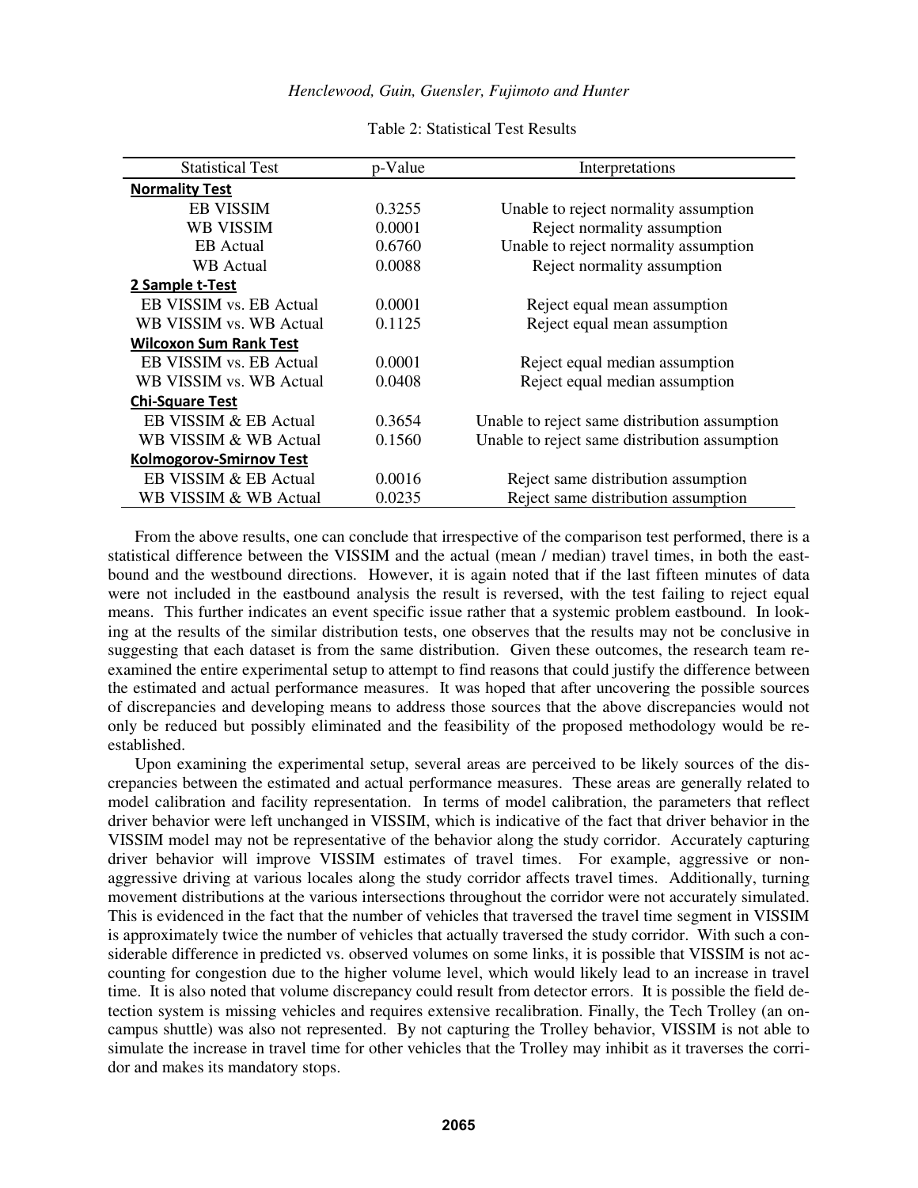Table 2: Statistical Test Results

| Statistical Test | p-Value | Interpretations |
|---|---|---|
| **Normality Test** | | |
| EB VISSIM | 0.3255 | Unable to reject normality assumption |
| WB VISSIM | 0.0001 | Reject normality assumption |
| EB Actual | 0.6760 | Unable to reject normality assumption |
| WB Actual | 0.0088 | Reject normality assumption |
| **2 Sample t-Test** | | |
| EB VISSIM vs. EB Actual | 0.0001 | Reject equal mean assumption |
| WB VISSIM vs. WB Actual | 0.1125 | Reject equal mean assumption |
| **Wilcoxon Sum Rank Test** | | |
| EB VISSIM vs. EB Actual | 0.0001 | Reject equal median assumption |
| WB VISSIM vs. WB Actual | 0.0408 | Reject equal median assumption |
| **Chi-Square Test** | | |
| EB VISSIM & EB Actual | 0.3654 | Unable to reject same distribution assumption |
| WB VISSIM & WB Actual | 0.1560 | Unable to reject same distribution assumption |
| **Kolmogorov-Smirnov Test** | | |
| EB VISSIM & EB Actual | 0.0016 | Reject same distribution assumption |
| WB VISSIM & WB Actual | 0.0235 | Reject same distribution assumption |

From the above results, one can conclude that irrespective of the comparison test performed, there is a statistical difference between the VISSIM and the actual (mean / median) travel times, in both the eastbound and the westbound directions. However, it is again noted that if the last fifteen minutes of data were not included in the eastbound analysis the result is reversed, with the test failing to reject equal means. This further indicates an event specific issue rather that a systemic problem eastbound. In looking at the results of the similar distribution tests, one observes that the results may not be conclusive in suggesting that each dataset is from the same distribution. Given these outcomes, the research team reexamined the entire experimental setup to attempt to find reasons that could justify the difference between the estimated and actual performance measures. It was hoped that after uncovering the possible sources of discrepancies and developing means to address those sources that the above discrepancies would not only be reduced but possibly eliminated and the feasibility of the proposed methodology would be reestablished.

Upon examining the experimental setup, several areas are perceived to be likely sources of the discrepancies between the estimated and actual performance measures. These areas are generally related to model calibration and facility representation. In terms of model calibration, the parameters that reflect driver behavior were left unchanged in VISSIM, which is indicative of the fact that driver behavior in the VISSIM model may not be representative of the behavior along the study corridor. Accurately capturing driver behavior will improve VISSIM estimates of travel times. For example, aggressive or nonaggressive driving at various locales along the study corridor affects travel times. Additionally, turning movement distributions at the various intersections throughout the corridor were not accurately simulated. This is evidenced in the fact that the number of vehicles that traversed the travel time segment in VISSIM is approximately twice the number of vehicles that actually traversed the study corridor. With such a considerable difference in predicted vs. observed volumes on some links, it is possible that VISSIM is not accounting for congestion due to the higher volume level, which would likely lead to an increase in travel time. It is also noted that volume discrepancy could result from detector errors. It is possible the field detection system is missing vehicles and requires extensive recalibration. Finally, the Tech Trolley (an on-campus shuttle) was also not represented. By not capturing the Trolley behavior, VISSIM is not able to simulate the increase in travel time for other vehicles that the Trolley may inhibit as it traverses the corridor and makes its mandatory stops.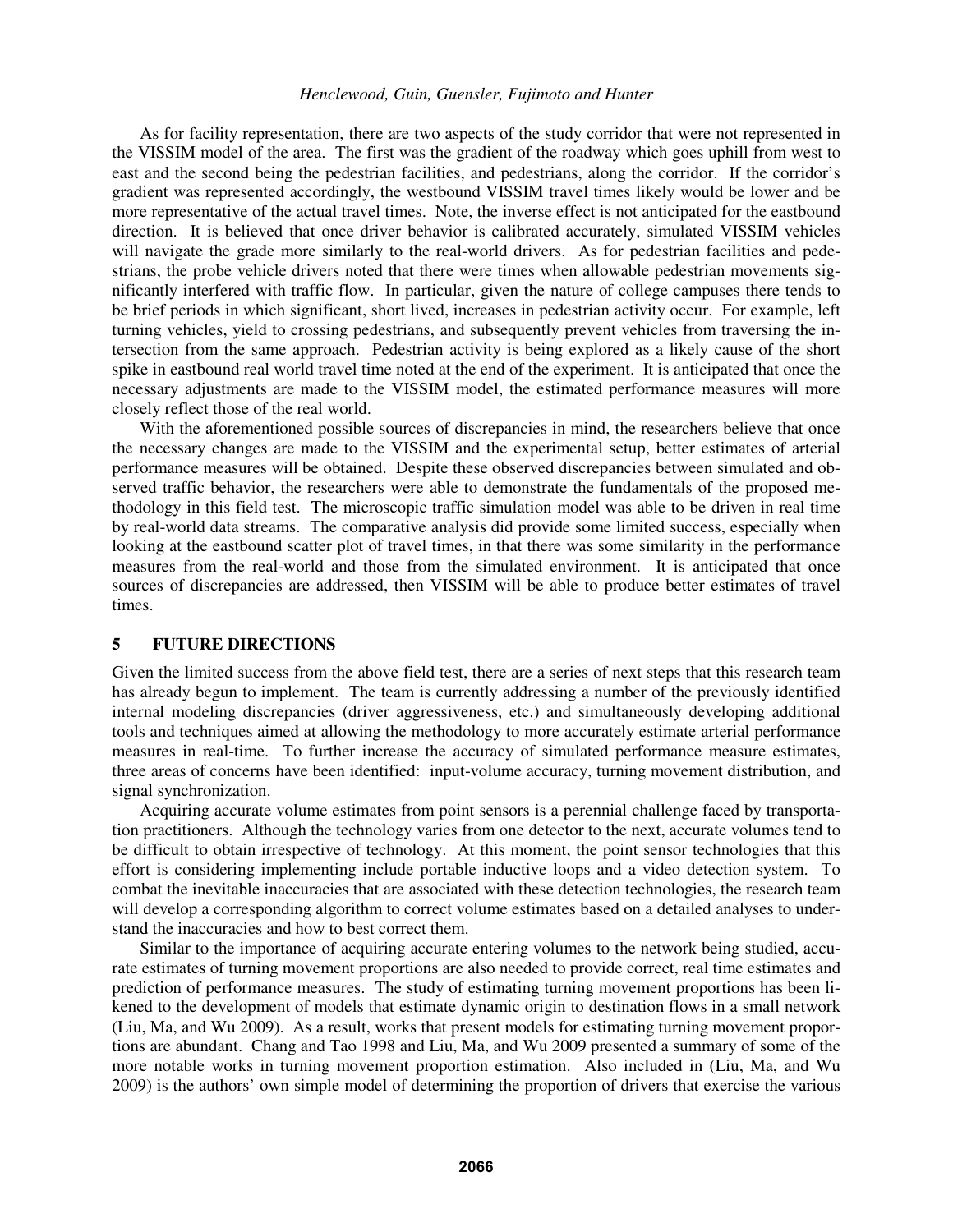As for facility representation, there are two aspects of the study corridor that were not represented in the VISSIM model of the area. The first was the gradient of the roadway which goes uphill from west to east and the second being the pedestrian facilities, and pedestrians, along the corridor. If the corridor's gradient was represented accordingly, the westbound VISSIM travel times likely would be lower and be more representative of the actual travel times. Note, the inverse effect is not anticipated for the eastbound direction. It is believed that once driver behavior is calibrated accurately, simulated VISSIM vehicles will navigate the grade more similarly to the real-world drivers. As for pedestrian facilities and pedestrians, the probe vehicle drivers noted that there were times when allowable pedestrian movements significantly interfered with traffic flow. In particular, given the nature of college campuses there tends to be brief periods in which significant, short lived, increases in pedestrian activity occur. For example, left turning vehicles, yield to crossing pedestrians, and subsequently prevent vehicles from traversing the intersection from the same approach. Pedestrian activity is being explored as a likely cause of the short spike in eastbound real world travel time noted at the end of the experiment. It is anticipated that once the necessary adjustments are made to the VISSIM model, the estimated performance measures will more closely reflect those of the real world.

With the aforementioned possible sources of discrepancies in mind, the researchers believe that once the necessary changes are made to the VISSIM and the experimental setup, better estimates of arterial performance measures will be obtained. Despite these observed discrepancies between simulated and observed traffic behavior, the researchers were able to demonstrate the fundamentals of the proposed methodology in this field test. The microscopic traffic simulation model was able to be driven in real time by real-world data streams. The comparative analysis did provide some limited success, especially when looking at the eastbound scatter plot of travel times, in that there was some similarity in the performance measures from the real-world and those from the simulated environment. It is anticipated that once sources of discrepancies are addressed, then VISSIM will be able to produce better estimates of travel times.

## 5 FUTURE DIRECTIONS

Given the limited success from the above field test, there are a series of next steps that this research team has already begun to implement. The team is currently addressing a number of the previously identified internal modeling discrepancies (driver aggressiveness, etc.) and simultaneously developing additional tools and techniques aimed at allowing the methodology to more accurately estimate arterial performance measures in real-time. To further increase the accuracy of simulated performance measure estimates, three areas of concerns have been identified: input-volume accuracy, turning movement distribution, and signal synchronization.

Acquiring accurate volume estimates from point sensors is a perennial challenge faced by transportation practitioners. Although the technology varies from one detector to the next, accurate volumes tend to be difficult to obtain irrespective of technology. At this moment, the point sensor technologies that this effort is considering implementing include portable inductive loops and a video detection system. To combat the inevitable inaccuracies that are associated with these detection technologies, the research team will develop a corresponding algorithm to correct volume estimates based on a detailed analyses to understand the inaccuracies and how to best correct them.

Similar to the importance of acquiring accurate entering volumes to the network being studied, accurate estimates of turning movement proportions are also needed to provide correct, real time estimates and prediction of performance measures. The study of estimating turning movement proportions has been likened to the development of models that estimate dynamic origin to destination flows in a small network (Liu, Ma, and Wu 2009). As a result, works that present models for estimating turning movement proportions are abundant. Chang and Tao 1998 and Liu, Ma, and Wu 2009 presented a summary of some of the more notable works in turning movement proportion estimation. Also included in (Liu, Ma, and Wu 2009) is the authors' own simple model of determining the proportion of drivers that exercise the various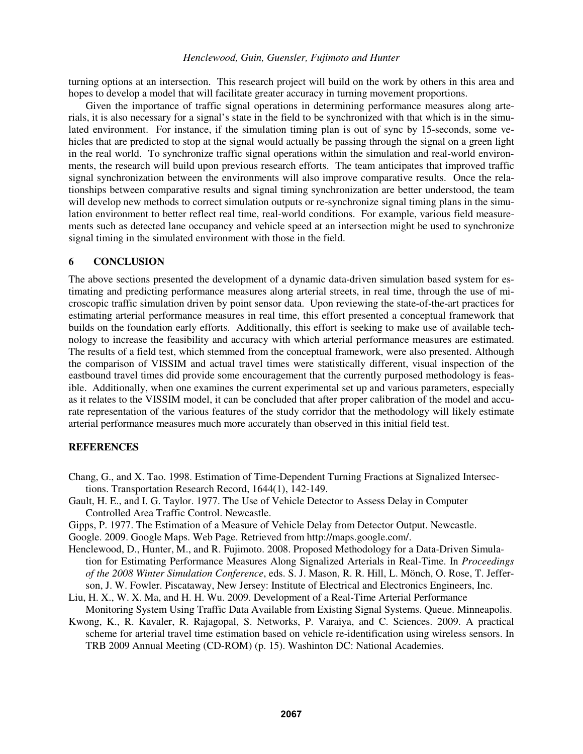turning options at an intersection. This research project will build on the work by others in this area and hopes to develop a model that will facilitate greater accuracy in turning movement proportions.

Given the importance of traffic signal operations in determining performance measures along arterials, it is also necessary for a signal's state in the field to be synchronized with that which is in the simulated environment. For instance, if the simulation timing plan is out of sync by 15-seconds, some vehicles that are predicted to stop at the signal would actually be passing through the signal on a green light in the real world. To synchronize traffic signal operations within the simulation and real-world environments, the research will build upon previous research efforts. The team anticipates that improved traffic signal synchronization between the environments will also improve comparative results. Once the relationships between comparative results and signal timing synchronization are better understood, the team will develop new methods to correct simulation outputs or re-synchronize signal timing plans in the simulation environment to better reflect real time, real-world conditions. For example, various field measurements such as detected lane occupancy and vehicle speed at an intersection might be used to synchronize signal timing in the simulated environment with those in the field.

## 6 CONCLUSION

The above sections presented the development of a dynamic data-driven simulation based system for estimating and predicting performance measures along arterial streets, in real time, through the use of microscopic traffic simulation driven by point sensor data. Upon reviewing the state-of-the-art practices for estimating arterial performance measures in real time, this effort presented a conceptual framework that builds on the foundation early efforts. Additionally, this effort is seeking to make use of available technology to increase the feasibility and accuracy with which arterial performance measures are estimated. The results of a field test, which stemmed from the conceptual framework, were also presented. Although the comparison of VISSIM and actual travel times were statistically different, visual inspection of the eastbound travel times did provide some encouragement that the currently purposed methodology is feasible. Additionally, when one examines the current experimental set up and various parameters, especially as it relates to the VISSIM model, it can be concluded that after proper calibration of the model and accurate representation of the various features of the study corridor that the methodology will likely estimate arterial performance measures much more accurately than observed in this initial field test.

## REFERENCES

Chang, G., and X. Tao. 1998. Estimation of Time-Dependent Turning Fractions at Signalized Intersections. Transportation Research Record, 1644(1), 142-149.

Gault, H. E., and I. G. Taylor. 1977. The Use of Vehicle Detector to Assess Delay in Computer Controlled Area Traffic Control. Newcastle.

Gipps, P. 1977. The Estimation of a Measure of Vehicle Delay from Detector Output. Newcastle.

Google. 2009. Google Maps. Web Page. Retrieved from http://maps.google.com/.

Henclewood, D., Hunter, M., and R. Fujimoto. 2008. Proposed Methodology for a Data-Driven Simulation for Estimating Performance Measures Along Signalized Arterials in Real-Time. In *Proceedings of the 2008 Winter Simulation Conference*, eds. S. J. Mason, R. R. Hill, L. Mönch, O. Rose, T. Jefferson, J. W. Fowler. Piscataway, New Jersey: Institute of Electrical and Electronics Engineers, Inc.

Liu, H. X., W. X. Ma, and H. H. Wu. 2009. Development of a Real-Time Arterial Performance Monitoring System Using Traffic Data Available from Existing Signal Systems. Queue. Minneapolis.

Kwong, K., R. Kavaler, R. Rajagopal, S. Networks, P. Varaiya, and C. Sciences. 2009. A practical scheme for arterial travel time estimation based on vehicle re-identification using wireless sensors. In TRB 2009 Annual Meeting (CD-ROM) (p. 15). Washinton DC: National Academies.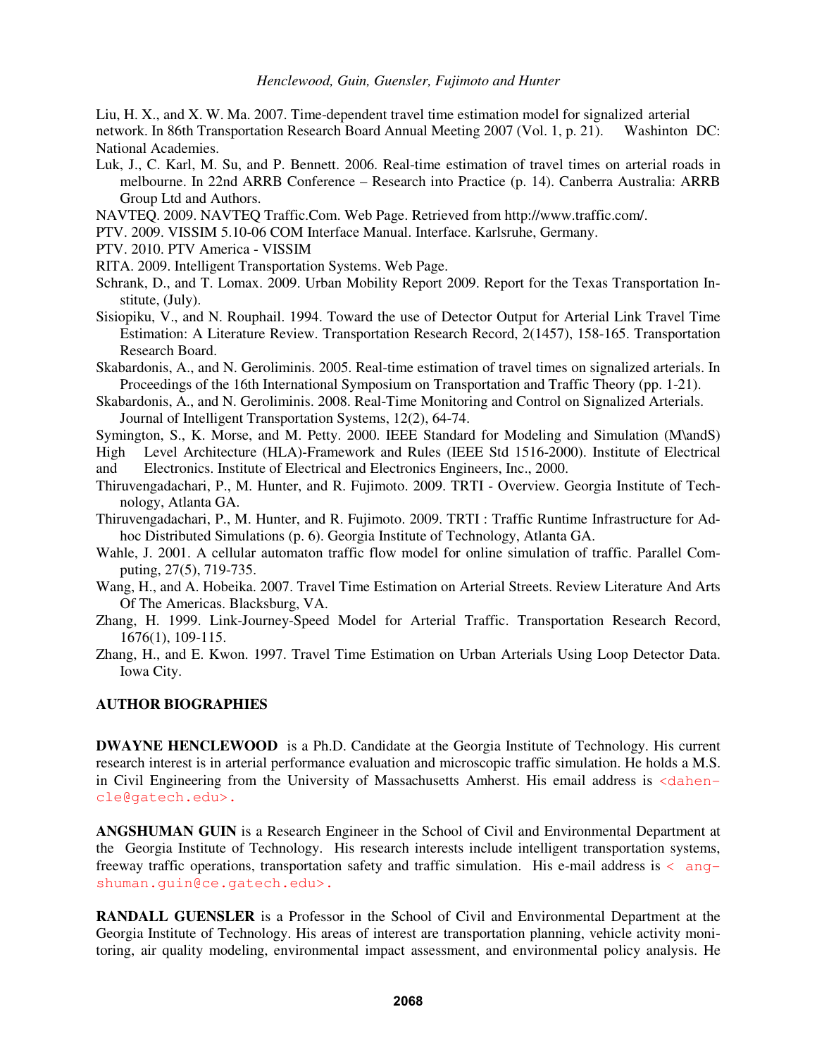Liu, H. X., and X. W. Ma. 2007. Time-dependent travel time estimation model for signalized arterial network. In 86th Transportation Research Board Annual Meeting 2007 (Vol. 1, p. 21). Washinton DC: National Academies.

Luk, J., C. Karl, M. Su, and P. Bennett. 2006. Real-time estimation of travel times on arterial roads in melbourne. In 22nd ARRB Conference – Research into Practice (p. 14). Canberra Australia: ARRB Group Ltd and Authors.

NAVTEQ. 2009. NAVTEQ Traffic.Com. Web Page. Retrieved from http://www.traffic.com/.

PTV. 2009. VISSIM 5.10-06 COM Interface Manual. Interface. Karlsruhe, Germany.

PTV. 2010. PTV America - VISSIM

RITA. 2009. Intelligent Transportation Systems. Web Page.

Schrank, D., and T. Lomax. 2009. Urban Mobility Report 2009. Report for the Texas Transportation Institute, (July).

Sisiopiku, V., and N. Rouphail. 1994. Toward the use of Detector Output for Arterial Link Travel Time Estimation: A Literature Review. Transportation Research Record, 2(1457), 158-165. Transportation Research Board.

Skabardonis, A., and N. Geroliminis. 2005. Real-time estimation of travel times on signalized arterials. In Proceedings of the 16th International Symposium on Transportation and Traffic Theory (pp. 1-21).

Skabardonis, A., and N. Geroliminis. 2008. Real-Time Monitoring and Control on Signalized Arterials. Journal of Intelligent Transportation Systems, 12(2), 64-74.

Symington, S., K. Morse, and M. Petty. 2000. IEEE Standard for Modeling and Simulation (M\andS) High Level Architecture (HLA)-Framework and Rules (IEEE Std 1516-2000). Institute of Electrical and Electronics. Institute of Electrical and Electronics Engineers, Inc., 2000.

Thiruvengadachari, P., M. Hunter, and R. Fujimoto. 2009. TRTI - Overview. Georgia Institute of Technology, Atlanta GA.

Thiruvengadachari, P., M. Hunter, and R. Fujimoto. 2009. TRTI : Traffic Runtime Infrastructure for Adhoc Distributed Simulations (p. 6). Georgia Institute of Technology, Atlanta GA.

Wahle, J. 2001. A cellular automaton traffic flow model for online simulation of traffic. Parallel Computing, 27(5), 719-735.

Wang, H., and A. Hobeika. 2007. Travel Time Estimation on Arterial Streets. Review Literature And Arts Of The Americas. Blacksburg, VA.

Zhang, H. 1999. Link-Journey-Speed Model for Arterial Traffic. Transportation Research Record, 1676(1), 109-115.

Zhang, H., and E. Kwon. 1997. Travel Time Estimation on Urban Arterials Using Loop Detector Data. Iowa City.

## AUTHOR BIOGRAPHIES

**DWAYNE HENCLEWOOD** is a Ph.D. Candidate at the Georgia Institute of Technology. His current research interest is in arterial performance evaluation and microscopic traffic simulation. He holds a M.S. in Civil Engineering from the University of Massachusetts Amherst. His email address is <dahencle@gatech.edu>.

**ANGSHUMAN GUIN** is a Research Engineer in the School of Civil and Environmental Department at the Georgia Institute of Technology. His research interests include intelligent transportation systems, freeway traffic operations, transportation safety and traffic simulation. His e-mail address is <angshuman.guin@ce.gatech.edu>.

**RANDALL GUENSLER** is a Professor in the School of Civil and Environmental Department at the Georgia Institute of Technology. His areas of interest are transportation planning, vehicle activity monitoring, air quality modeling, environmental impact assessment, and environmental policy analysis. He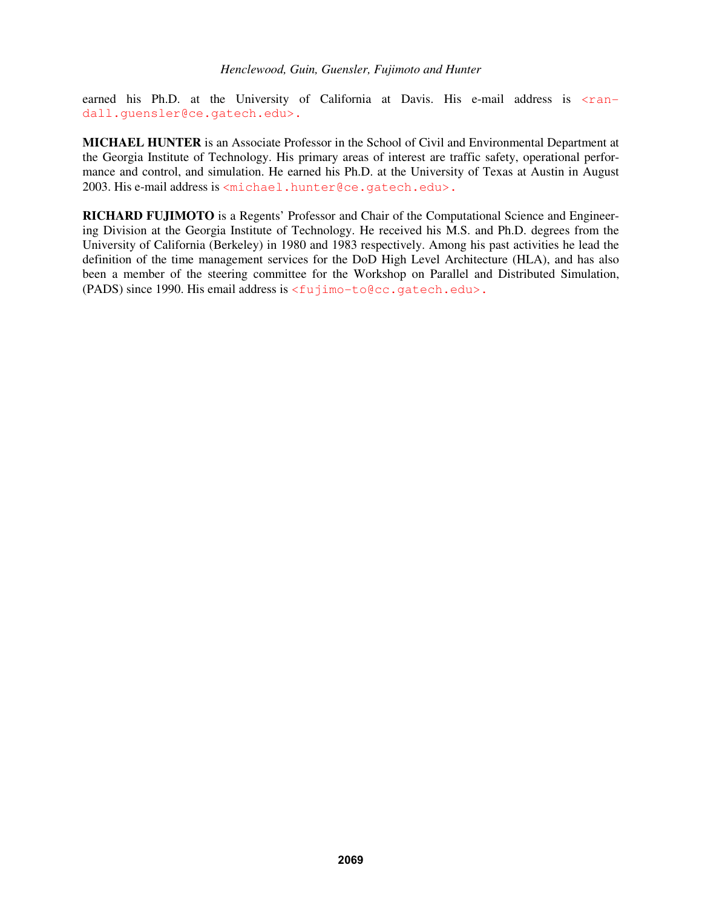earned his Ph.D. at the University of California at Davis. His e-mail address is <randall.guensler@ce.gatech.edu>.

**MICHAEL HUNTER** is an Associate Professor in the School of Civil and Environmental Department at the Georgia Institute of Technology. His primary areas of interest are traffic safety, operational performance and control, and simulation. He earned his Ph.D. at the University of Texas at Austin in August 2003. His e-mail address is <michael.hunter@ce.gatech.edu>.

**RICHARD FUJIMOTO** is a Regents' Professor and Chair of the Computational Science and Engineering Division at the Georgia Institute of Technology. He received his M.S. and Ph.D. degrees from the University of California (Berkeley) in 1980 and 1983 respectively. Among his past activities he lead the definition of the time management services for the DoD High Level Architecture (HLA), and has also been a member of the steering committee for the Workshop on Parallel and Distributed Simulation, (PADS) since 1990. His email address is <fujimoto@cc.gatech.edu>.